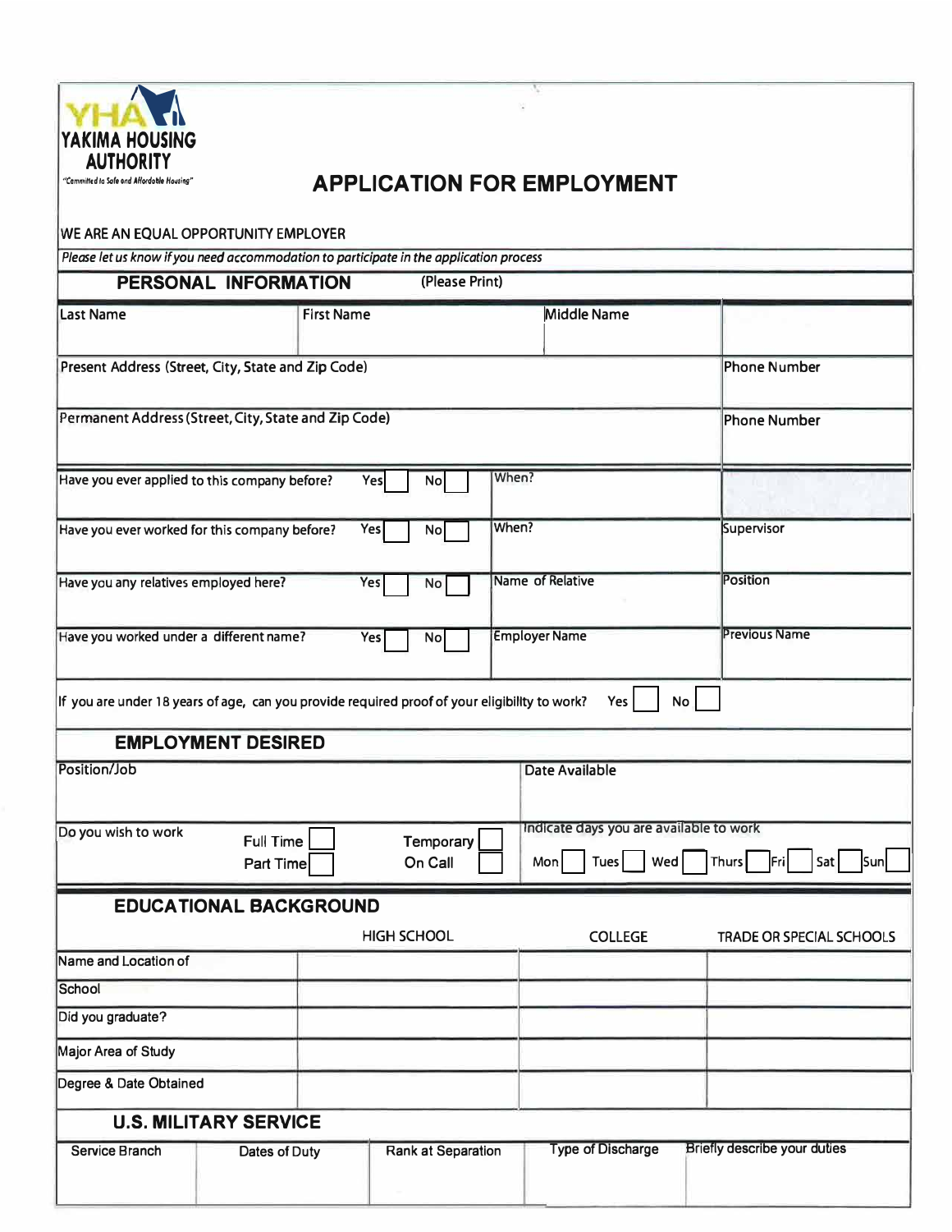YAKIMA HOUSING AUTHORITY

"Committed to Safe and Affordable Housing"

# APPLICATION FOR EMPLOYMENT

WE ARE AN EQUAL OPPORTUNITY EMPLOYER

*Please let us know if you need accommodation to participate in the application process*

## PERSONAL INFORMATION (Please Print)

| Last Name | First Name | Middle Name | |
|---|---|---|---|
| | | | |

| Present Address (Street, City, State and Zip Code) | Phone Number |
|---|---|
| Permanent Address (Street, City, State and Zip Code) | Phone Number |

| | | | |
|---|---|---|---|
| Have you ever applied to this company before? Yes ☐ No ☐ | When? | | |
| Have you ever worked for this company before? Yes ☐ No ☐ | When? | | Supervisor |
| Have you any relatives employed here? Yes ☐ No ☐ | Name of Relative | | Position |
| Have you worked under a different name? Yes ☐ No ☐ | Employer Name | | Previous Name |

If you are under 18 years of age, can you provide required proof of your eligibility to work? Yes ☐ No ☐

## EMPLOYMENT DESIRED

| Position/Job | Date Available |
|---|---|
| | |

Do you wish to work: Full Time ☐ Part Time ☐ Temporary ☐ On Call ☐

Indicate days you are available to work: Mon ☐ Tues ☐ Wed ☐ Thurs ☐ Fri ☐ Sat ☐ Sun ☐

## EDUCATIONAL BACKGROUND

| | HIGH SCHOOL | COLLEGE | TRADE OR SPECIAL SCHOOLS |
|---|---|---|---|
| Name and Location of | | | |
| School | | | |
| Did you graduate? | | | |
| Major Area of Study | | | |
| Degree & Date Obtained | | | |

## U.S. MILITARY SERVICE

| Service Branch | Dates of Duty | Rank at Separation | Type of Discharge | Briefly describe your duties |
|---|---|---|---|---|
| | | | | |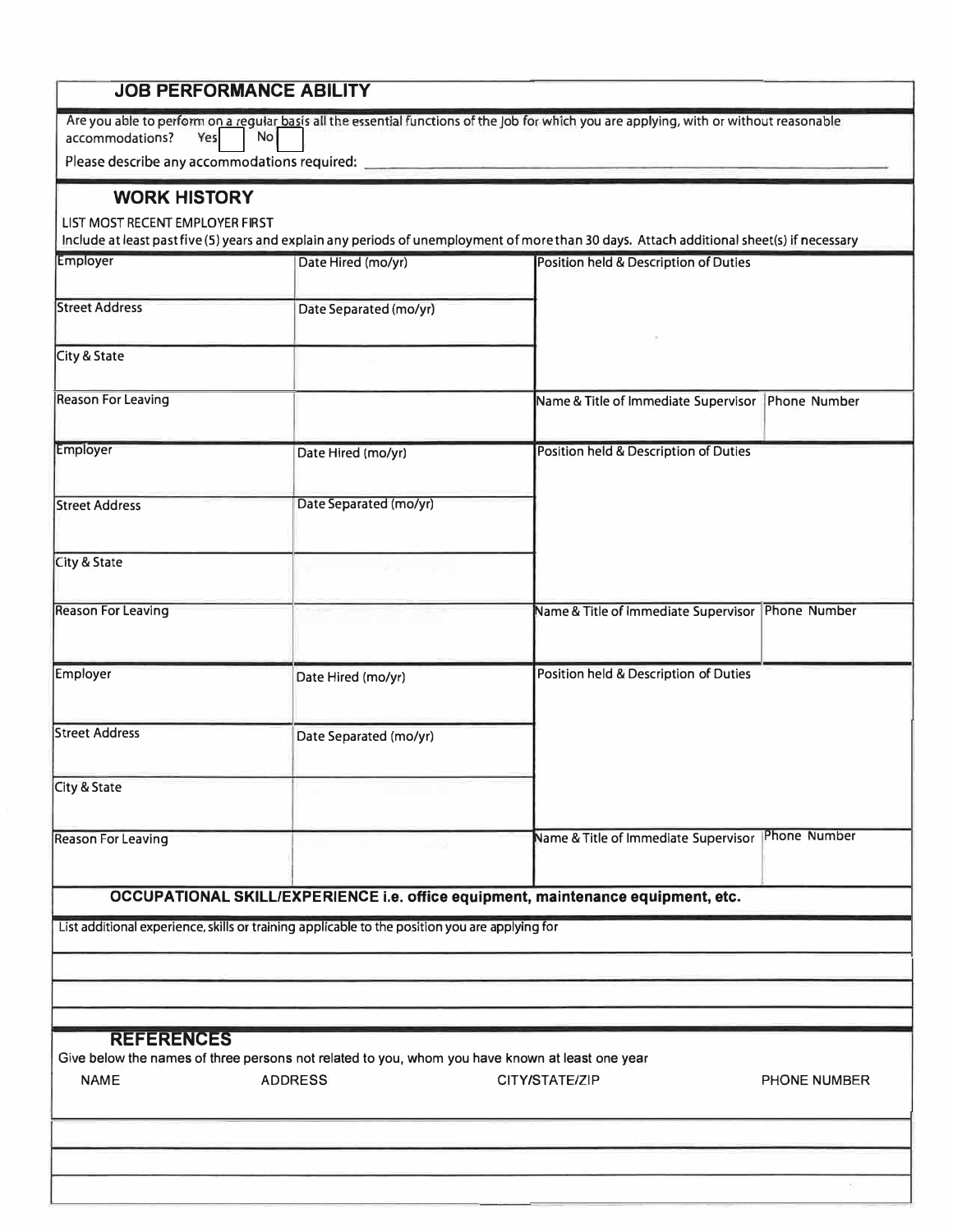## JOB PERFORMANCE ABILITY

Are you able to perform on a regular basis all the essential functions of the job for which you are applying, with or without reasonable accommodations? Yes [ ] No [ ]

Please describe any accommodations required: ______________________________

## WORK HISTORY

LIST MOST RECENT EMPLOYER FIRST

Include at least past five (5) years and explain any periods of unemployment of more than 30 days. Attach additional sheet(s) if necessary

| | | | |
|---|---|---|---|
| Employer | Date Hired (mo/yr) | Position held & Description of Duties | |
| Street Address | Date Separated (mo/yr) | | |
| City & State | | | |
| Reason For Leaving | | Name & Title of Immediate Supervisor | Phone Number |
| Employer | Date Hired (mo/yr) | Position held & Description of Duties | |
| Street Address | Date Separated (mo/yr) | | |
| City & State | | | |
| Reason For Leaving | | Name & Title of Immediate Supervisor | Phone Number |
| Employer | Date Hired (mo/yr) | Position held & Description of Duties | |
| Street Address | Date Separated (mo/yr) | | |
| City & State | | | |
| Reason For Leaving | | Name & Title of Immediate Supervisor | Phone Number |

## OCCUPATIONAL SKILL/EXPERIENCE i.e. office equipment, maintenance equipment, etc.

List additional experience, skills or training applicable to the position you are applying for

______________________________

______________________________

______________________________

## REFERENCES

Give below the names of three persons not related to you, whom you have known at least one year

| NAME | ADDRESS | CITY/STATE/ZIP | PHONE NUMBER |
|---|---|---|---|
| | | | |
| | | | |
| | | | |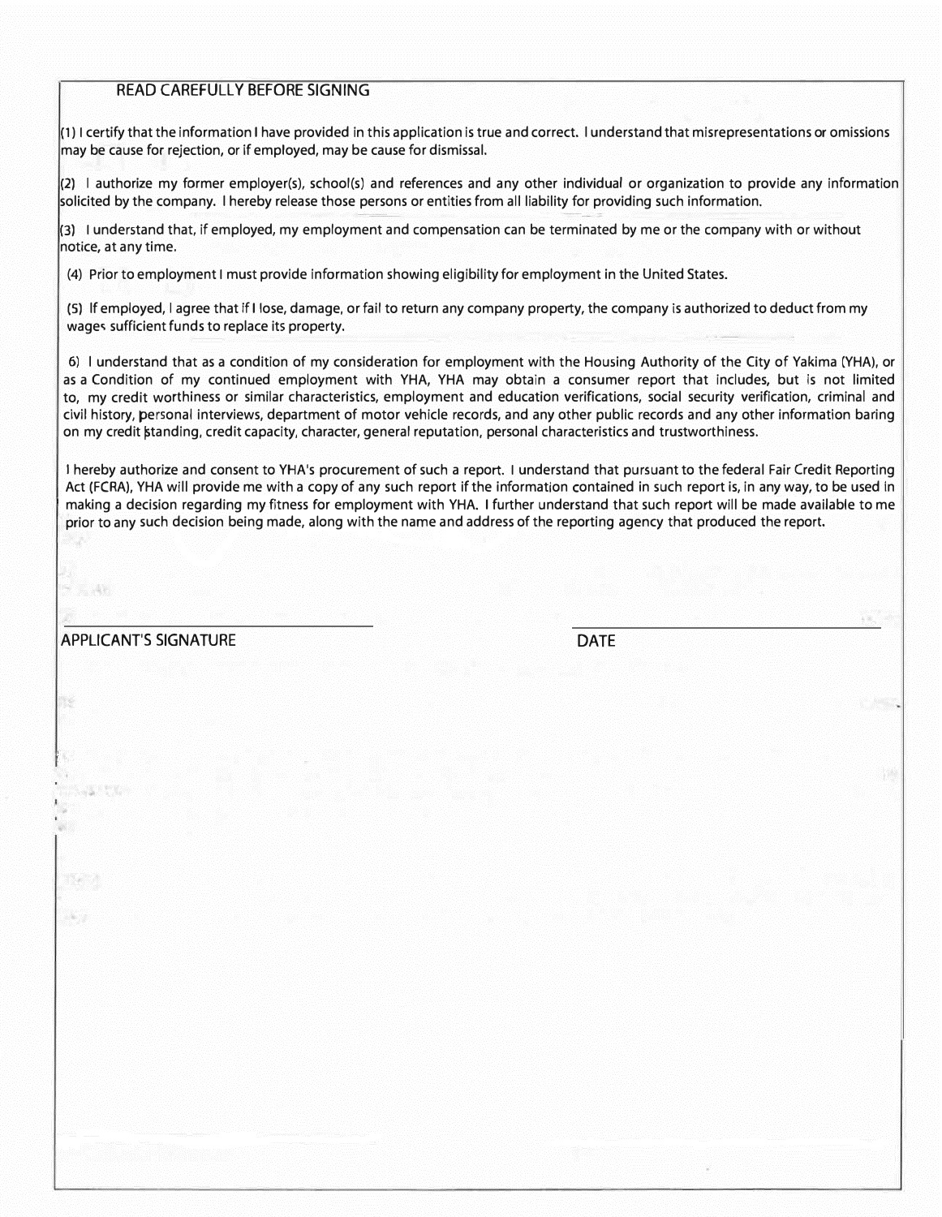### READ CAREFULLY BEFORE SIGNING

(1) I certify that the information I have provided in this application is true and correct. I understand that misrepresentations or omissions may be cause for rejection, or if employed, may be cause for dismissal.

(2) I authorize my former employer(s), school(s) and references and any other individual or organization to provide any information solicited by the company. I hereby release those persons or entities from all liability for providing such information.

(3) I understand that, if employed, my employment and compensation can be terminated by me or the company with or without notice, at any time.

(4) Prior to employment I must provide information showing eligibility for employment in the United States.

(5) If employed, I agree that if I lose, damage, or fail to return any company property, the company is authorized to deduct from my wages sufficient funds to replace its property.

6) I understand that as a condition of my consideration for employment with the Housing Authority of the City of Yakima (YHA), or as a Condition of my continued employment with YHA, YHA may obtain a consumer report that includes, but is not limited to, my credit worthiness or similar characteristics, employment and education verifications, social security verification, criminal and civil history, personal interviews, department of motor vehicle records, and any other public records and any other information baring on my credit standing, credit capacity, character, general reputation, personal characteristics and trustworthiness.

I hereby authorize and consent to YHA's procurement of such a report. I understand that pursuant to the federal Fair Credit Reporting Act (FCRA), YHA will provide me with a copy of any such report if the information contained in such report is, in any way, to be used in making a decision regarding my fitness for employment with YHA. I further understand that such report will be made available to me prior to any such decision being made, along with the name and address of the reporting agency that produced the report.

\_\_\_\_\_\_\_\_\_\_\_\_\_\_\_\_\_\_\_\_\_\_\_\_\_\_\_\_\_\_\_\_\_\_\_\_ &nbsp;&nbsp;&nbsp;&nbsp;&nbsp;&nbsp;&nbsp;&nbsp; \_\_\_\_\_\_\_\_\_\_\_\_\_\_\_\_\_\_\_\_\_\_\_\_\_\_\_\_\_\_\_\_\_\_\_\_

APPLICANT'S SIGNATURE &nbsp;&nbsp;&nbsp;&nbsp;&nbsp;&nbsp;&nbsp;&nbsp;&nbsp;&nbsp;&nbsp;&nbsp;&nbsp;&nbsp;&nbsp;&nbsp;&nbsp;&nbsp;&nbsp;&nbsp;&nbsp;&nbsp;&nbsp;&nbsp;&nbsp;&nbsp;&nbsp;&nbsp;&nbsp;&nbsp; DATE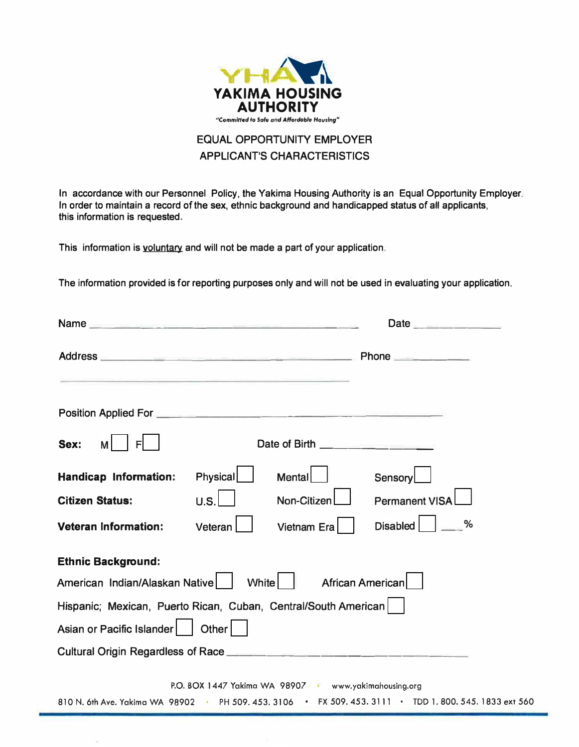YHA

YAKIMA HOUSING AUTHORITY

*"Committed to Safe and Affordable Housing"*

# EQUAL OPPORTUNITY EMPLOYER
## APPLICANT'S CHARACTERISTICS

In accordance with our Personnel Policy, the Yakima Housing Authority is an Equal Opportunity Employer. In order to maintain a record of the sex, ethnic background and handicapped status of all applicants, this information is requested.

This information is voluntary and will not be made a part of your application.

The information provided is for reporting purposes only and will not be used in evaluating your application.

Name ______________________________ Date ____________

Address ______________________________ Phone ____________

______________________________

Position Applied For ______________________________

**Sex:** M ☐ F ☐ Date of Birth ____________

**Handicap Information:** Physical ☐ Mental ☐ Sensory ☐

**Citizen Status:** U.S. ☐ Non-Citizen ☐ Permanent VISA ☐

**Veteran Information:** Veteran ☐ Vietnam Era ☐ Disabled ☐ ___%

**Ethnic Background:**

American Indian/Alaskan Native ☐ White ☐ African American ☐

Hispanic; Mexican, Puerto Rican, Cuban, Central/South American ☐

Asian or Pacific Islander ☐ Other ☐

Cultural Origin Regardless of Race ______________________________

P.O. BOX 1447 Yakima WA 98907 · www.yakimahousing.org

810 N. 6th Ave. Yakima WA 98902 · PH 509. 453. 3106 · FX 509. 453. 3111 · TDD 1. 800. 545. 1833 ext 560